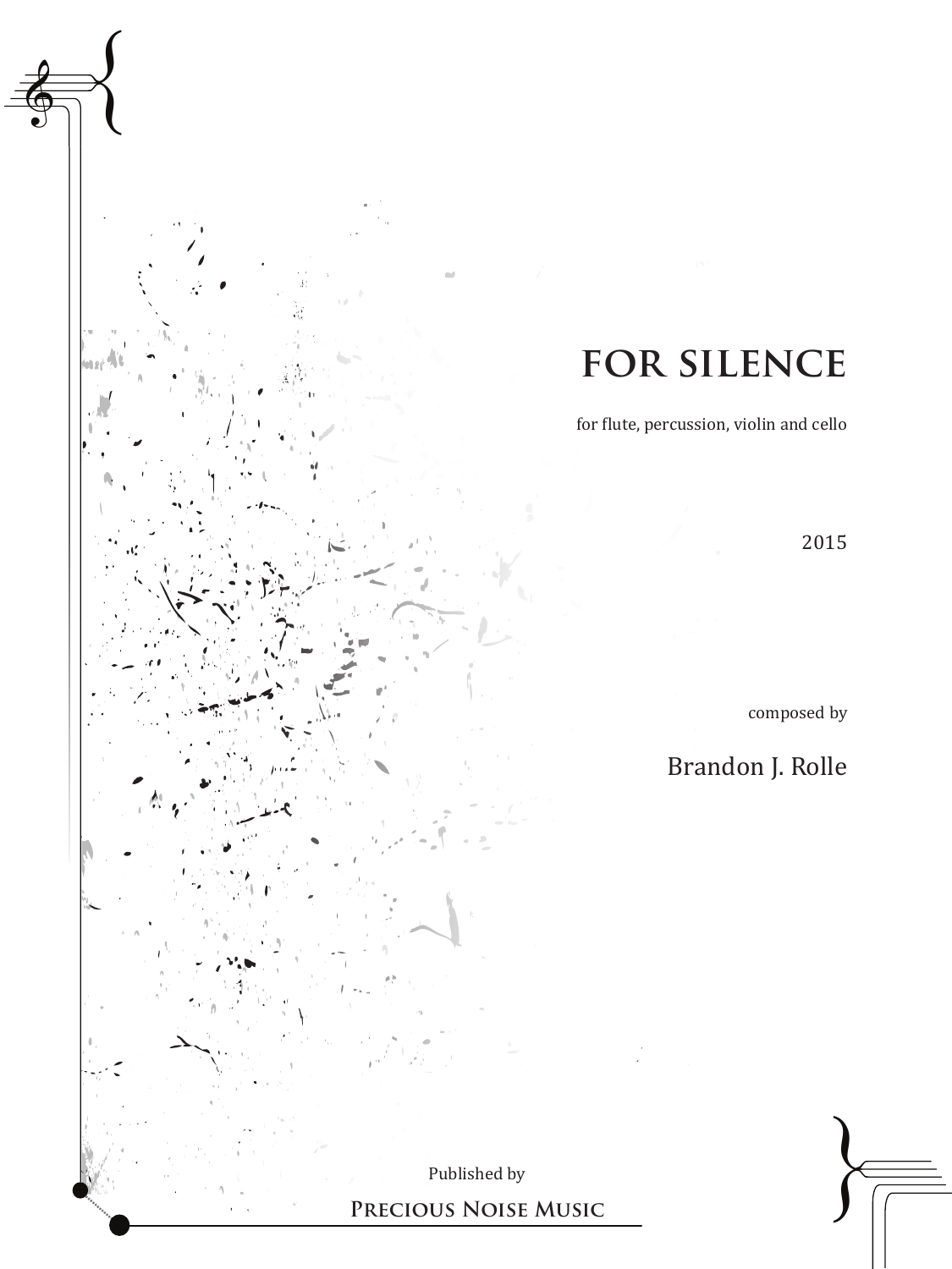# FOR SILENCE

for flute, percussion, violin and cello

2015

composed by

Brandon J. Rolle

Published by

Precious Noise Music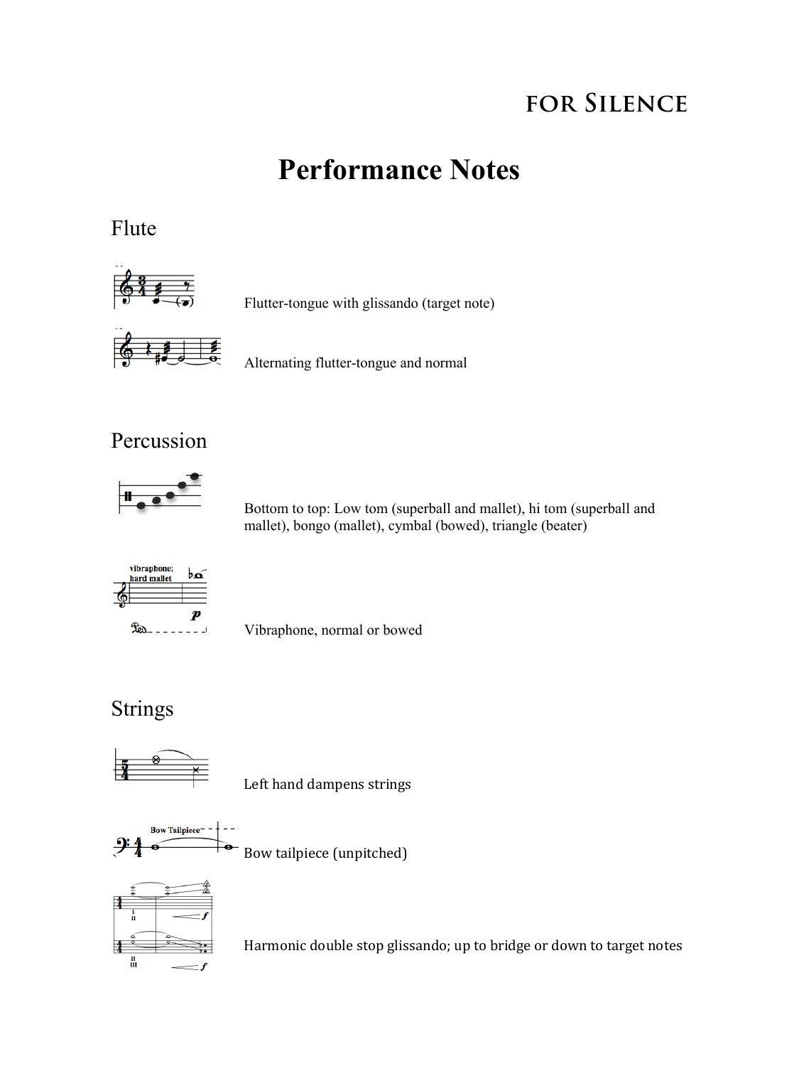# Performance Notes

## Flute

Flutter-tongue with glissando (target note)

Alternating flutter-tongue and normal

## Percussion

Bottom to top: Low tom (superball and mallet), hi tom (superball and mallet), bongo (mallet), cymbal (bowed), triangle (beater)

Vibraphone, normal or bowed

## Strings

Left hand dampens strings

Bow tailpiece (unpitched)

Harmonic double stop glissando; up to bridge or down to target notes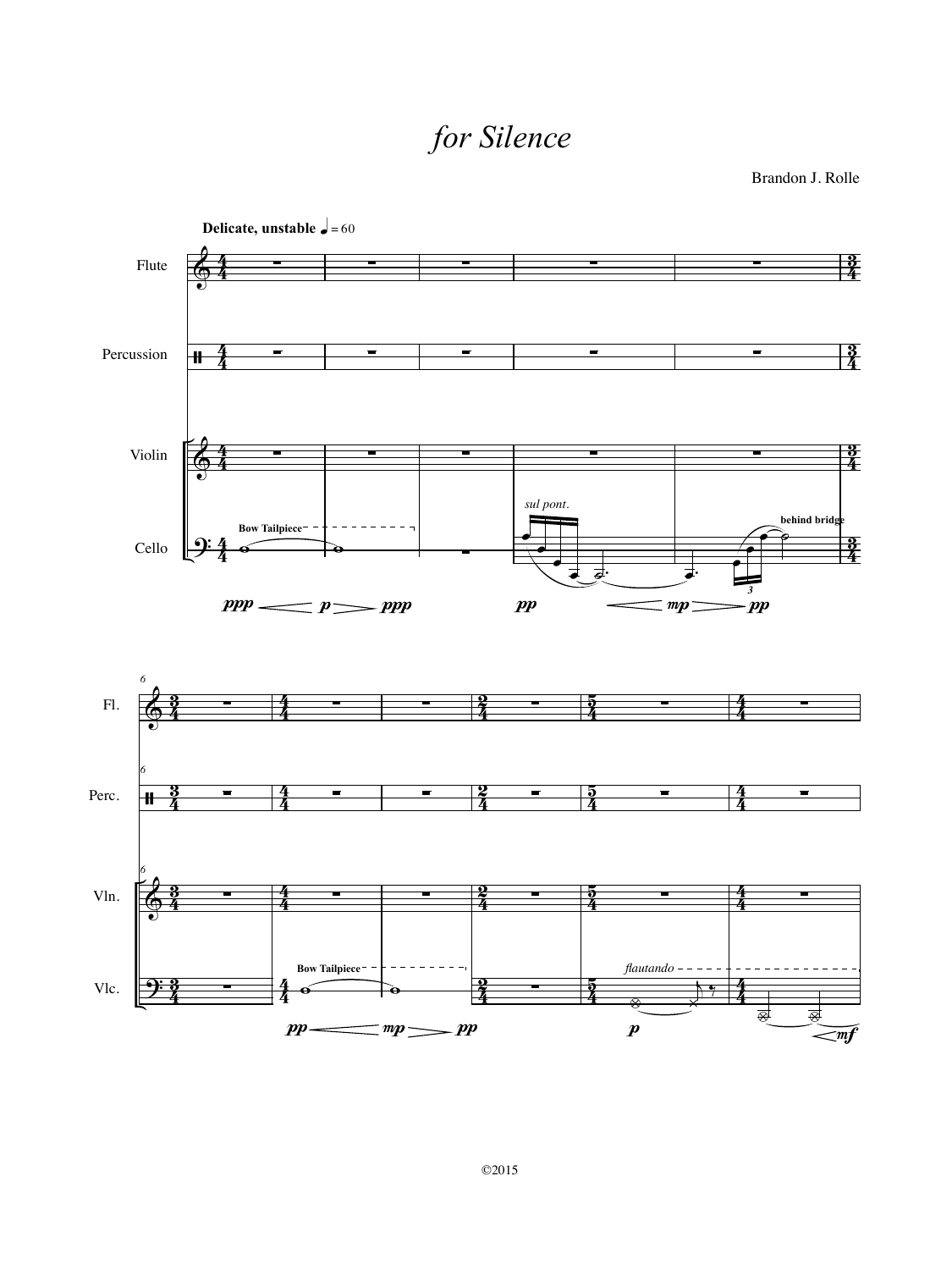# *for Silence*

Brandon J. Rolle

**Delicate, unstable** ♩ = 60

Flute

Percussion

Violin

Cello

**Bow Tailpiece**

*ppp* *p* *ppp*

*sul pont.*

*pp* *mp* *pp*

**behind bridge**

Fl.

Perc.

Vln.

Vlc.

**Bow Tailpiece**

*pp* *mp* *pp*

*flautando*

*p* *mf*

©2015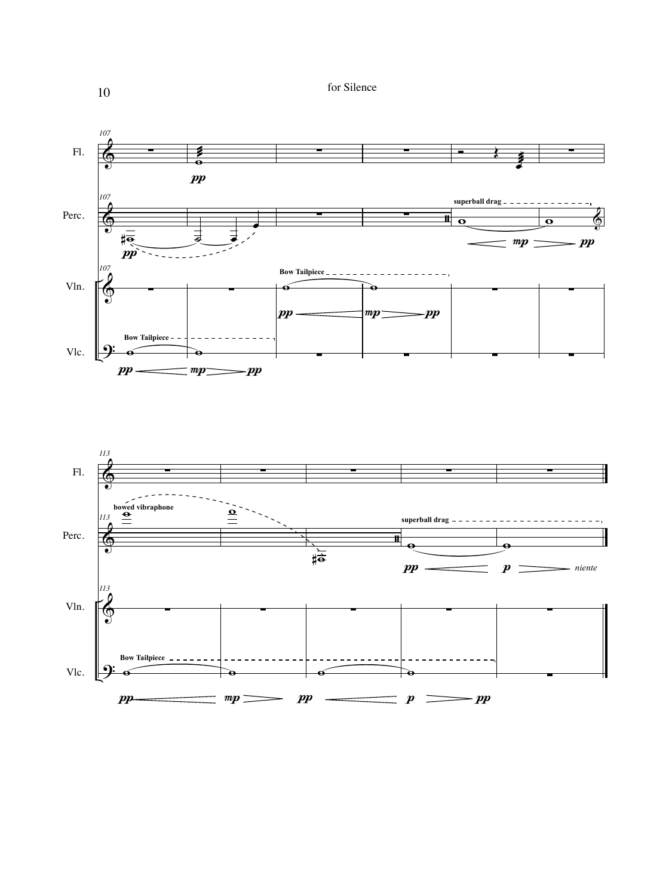107

Fl.

*pp*

Perc.

superball drag

*pp* *mp* *pp*

Vln.

Bow Tailpiece

*pp* *mp* *pp*

Vlc.

Bow Tailpiece

*pp* *mp* *pp*

113

Fl.

Perc.

bowed vibraphone

superball drag

*pp* *p* *niente*

Vln.

Vlc.

Bow Tailpiece

*pp* *mp* *pp* *p* *pp*